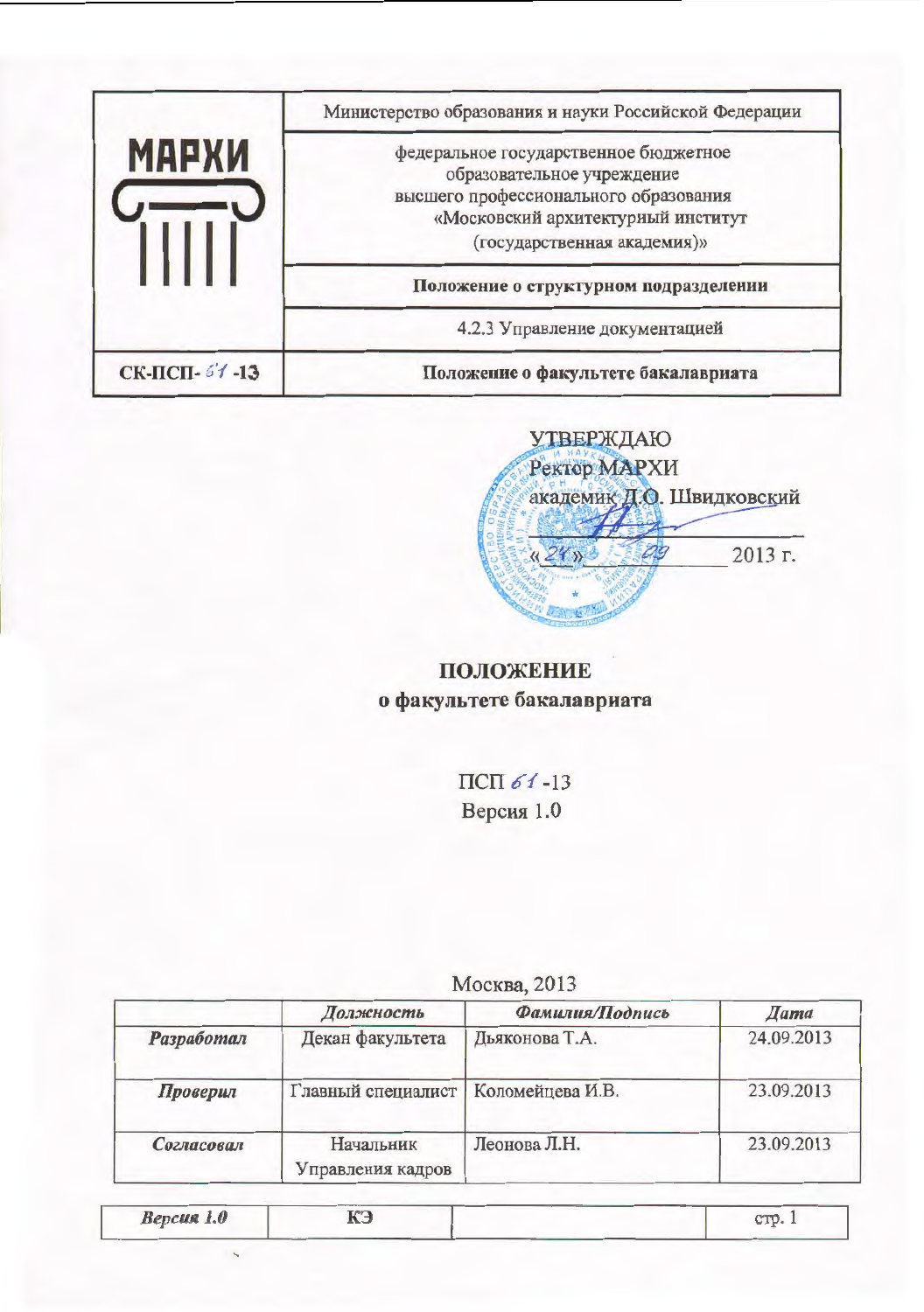| МАРХИ | Министерство образования и науки Российской Федерации |
|---|---|
| | федеральное государственное бюджетное образовательное учреждение высшего профессионального образования «Московский архитектурный институт (государственная академия)» |
| | **Положение о структурном подразделении** |
| | 4.2.3 Управление документацией |
| **СК-ПСП- 61 -13** | **Положение о факультете бакалавриата** |

УТВЕРЖДАЮ
Ректор МАРХИ
академик Д.О. Швидковский

«21» 09 2013 г.

# ПОЛОЖЕНИЕ
## о факультете бакалавриата

ПСП 61 -13
Версия 1.0

Москва, 2013

| | *Должность* | *Фамилия/Подпись* | *Дата* |
|---|---|---|---|
| *Разработал* | Декан факультета | Дьяконова Т.А. | 24.09.2013 |
| *Проверил* | Главный специалист | Коломейцева И.В. | 23.09.2013 |
| *Согласовал* | Начальник Управления кадров | Леонова Л.Н. | 23.09.2013 |

| *Версия 1.0* | КЭ | | стр. 1 |
|---|---|---|---|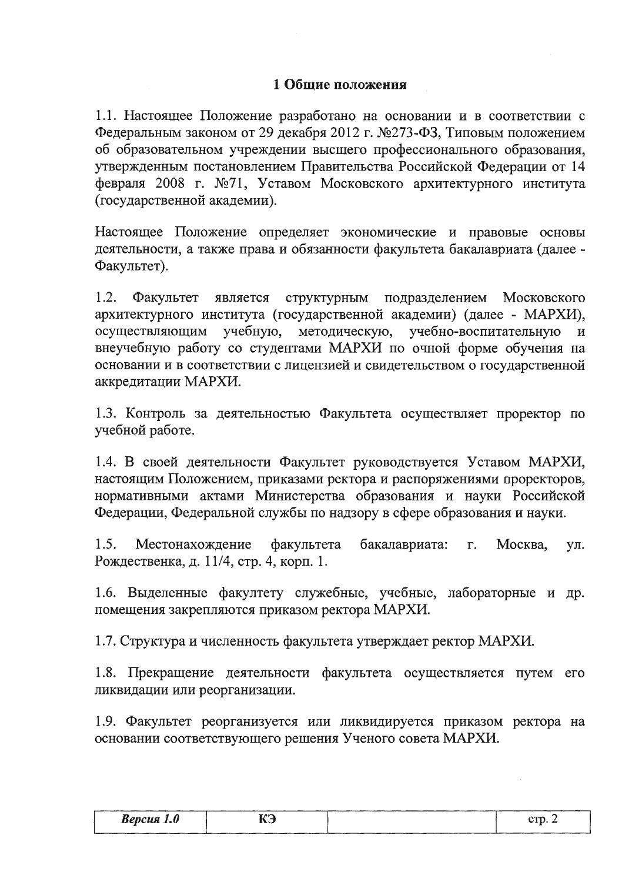## 1 Общие положения

1.1. Настоящее Положение разработано на основании и в соответствии с Федеральным законом от 29 декабря 2012 г. №273-ФЗ, Типовым положением об образовательном учреждении высшего профессионального образования, утвержденным постановлением Правительства Российской Федерации от 14 февраля 2008 г. №71, Уставом Московского архитектурного института (государственной академии).

Настоящее Положение определяет экономические и правовые основы деятельности, а также права и обязанности факультета бакалавриата (далее - Факультет).

1.2. Факультет является структурным подразделением Московского архитектурного института (государственной академии) (далее - МАРХИ), осуществляющим учебную, методическую, учебно-воспитательную и внеучебную работу со студентами МАРХИ по очной форме обучения на основании и в соответствии с лицензией и свидетельством о государственной аккредитации МАРХИ.

1.3. Контроль за деятельностью Факультета осуществляет проректор по учебной работе.

1.4. В своей деятельности Факультет руководствуется Уставом МАРХИ, настоящим Положением, приказами ректора и распоряжениями проректоров, нормативными актами Министерства образования и науки Российской Федерации, Федеральной службы по надзору в сфере образования и науки.

1.5. Местонахождение факультета бакалавриата: г. Москва, ул. Рождественка, д. 11/4, стр. 4, корп. 1.

1.6. Выделенные факултету служебные, учебные, лабораторные и др. помещения закрепляются приказом ректора МАРХИ.

1.7. Структура и численность факультета утверждает ректор МАРХИ.

1.8. Прекращение деятельности факультета осуществляется путем его ликвидации или реорганизации.

1.9. Факультет реорганизуется или ликвидируется приказом ректора на основании соответствующего решения Ученого совета МАРХИ.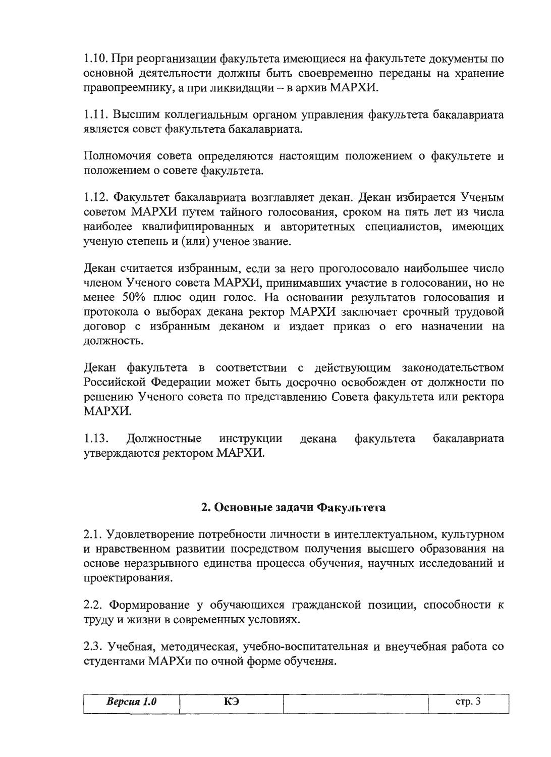1.10. При реорганизации факультета имеющиеся на факультете документы по основной деятельности должны быть своевременно переданы на хранение правопреемнику, а при ликвидации – в архив МАРХИ.

1.11. Высшим коллегиальным органом управления факультета бакалавриата является совет факультета бакалавриата.

Полномочия совета определяются настоящим положением о факультете и положением о совете факультета.

1.12. Факультет бакалавриата возглавляет декан. Декан избирается Ученым советом МАРХИ путем тайного голосования, сроком на пять лет из числа наиболее квалифицированных и авторитетных специалистов, имеющих ученую степень и (или) ученое звание.

Декан считается избранным, если за него проголосовало наибольшее число членом Ученого совета МАРХИ, принимавших участие в голосовании, но не менее 50% плюс один голос. На основании результатов голосования и протокола о выборах декана ректор МАРХИ заключает срочный трудовой договор с избранным деканом и издает приказ о его назначении на должность.

Декан факультета в соответствии с действующим законодательством Российской Федерации может быть досрочно освобожден от должности по решению Ученого совета по представлению Совета факультета или ректора МАРХИ.

1.13. Должностные инструкции декана факультета бакалавриата утверждаются ректором МАРХИ.

## 2. Основные задачи Факультета

2.1. Удовлетворение потребности личности в интеллектуальном, культурном и нравственном развитии посредством получения высшего образования на основе неразрывного единства процесса обучения, научных исследований и проектирования.

2.2. Формирование у обучающихся гражданской позиции, способности к труду и жизни в современных условиях.

2.3. Учебная, методическая, учебно-воспитательная и внеучебная работа со студентами МАРХи по очной форме обучения.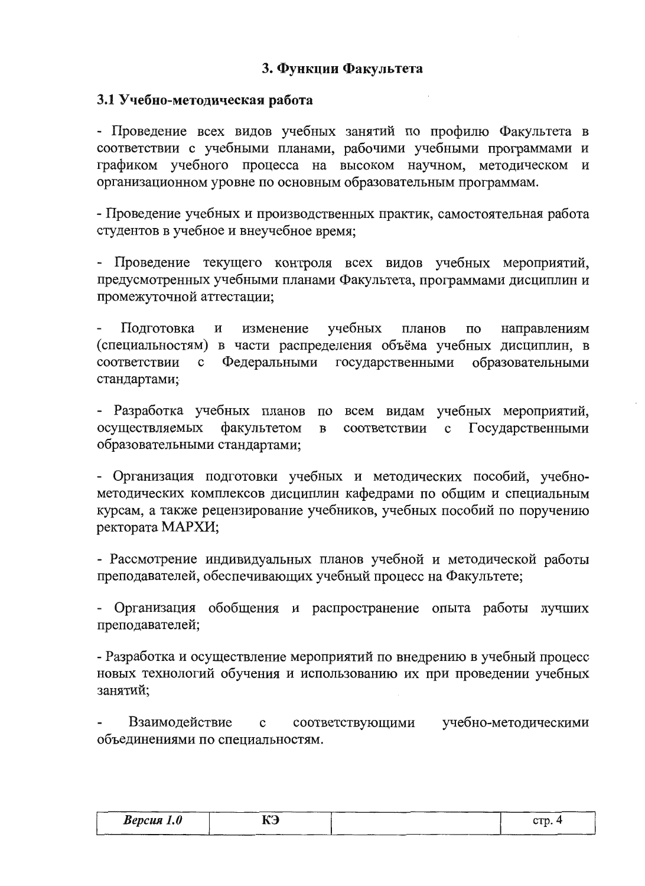## 3. Функции Факультета

### 3.1 Учебно-методическая работа

- Проведение всех видов учебных занятий по профилю Факультета в соответствии с учебными планами, рабочими учебными программами и графиком учебного процесса на высоком научном, методическом и организационном уровне по основным образовательным программам.

- Проведение учебных и производственных практик, самостоятельная работа студентов в учебное и внеучебное время;

- Проведение текущего контроля всех видов учебных мероприятий, предусмотренных учебными планами Факультета, программами дисциплин и промежуточной аттестации;

- Подготовка и изменение учебных планов по направлениям (специальностям) в части распределения объёма учебных дисциплин, в соответствии с Федеральными государственными образовательными стандартами;

- Разработка учебных планов по всем видам учебных мероприятий, осуществляемых факультетом в соответствии с Государственными образовательными стандартами;

- Организация подготовки учебных и методических пособий, учебно-методических комплексов дисциплин кафедрами по общим и специальным курсам, а также рецензирование учебников, учебных пособий по поручению ректората МАРХИ;

- Рассмотрение индивидуальных планов учебной и методической работы преподавателей, обеспечивающих учебный процесс на Факультете;

- Организация обобщения и распространение опыта работы лучших преподавателей;

- Разработка и осуществление мероприятий по внедрению в учебный процесс новых технологий обучения и использованию их при проведении учебных занятий;

- Взаимодействие с соответствующими учебно-методическими объединениями по специальностям.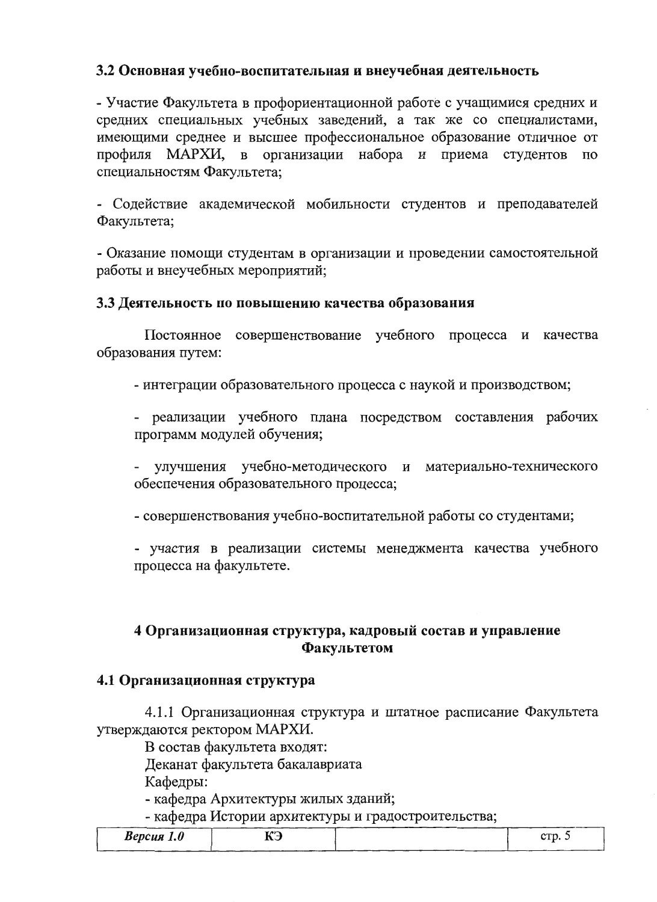### 3.2 Основная учебно-воспитательная и внеучебная деятельность

- Участие Факультета в профориентационной работе с учащимися средних и средних специальных учебных заведений, а так же со специалистами, имеющими среднее и высшее профессиональное образование отличное от профиля МАРХИ, в организации набора и приема студентов по специальностям Факультета;

- Содействие академической мобильности студентов и преподавателей Факультета;

- Оказание помощи студентам в организации и проведении самостоятельной работы и внеучебных мероприятий;

### 3.3 Деятельность по повышению качества образования

Постоянное совершенствование учебного процесса и качества образования путем:

- интеграции образовательного процесса с наукой и производством;

- реализации учебного плана посредством составления рабочих программ модулей обучения;

- улучшения учебно-методического и материально-технического обеспечения образовательного процесса;

- совершенствования учебно-воспитательной работы со студентами;

- участия в реализации системы менеджмента качества учебного процесса на факультете.

## 4 Организационная структура, кадровый состав и управление Факультетом

### 4.1 Организационная структура

4.1.1 Организационная структура и штатное расписание Факультета утверждаются ректором МАРХИ.

В состав факультета входят:

Деканат факультета бакалавриата

Кафедры:

- кафедра Архитектуры жилых зданий;
- кафедра Истории архитектуры и градостроительства;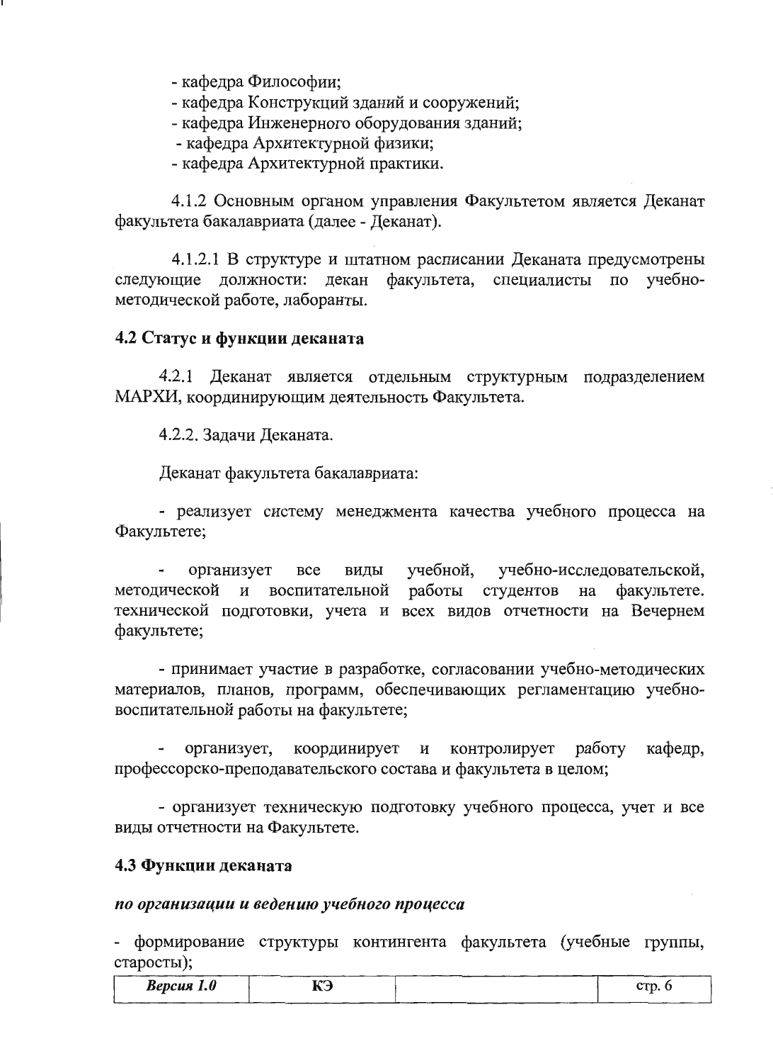- кафедра Философии;
- кафедра Конструкций зданий и сооружений;
- кафедра Инженерного оборудования зданий;
- кафедра Архитектурной физики;
- кафедра Архитектурной практики.

4.1.2 Основным органом управления Факультетом является Деканат факультета бакалавриата (далее - Деканат).

4.1.2.1 В структуре и штатном расписании Деканата предусмотрены следующие должности: декан факультета, специалисты по учебно-методической работе, лаборанты.

### 4.2 Статус и функции деканата

4.2.1 Деканат является отдельным структурным подразделением МАРХИ, координирующим деятельность Факультета.

4.2.2. Задачи Деканата.

Деканат факультета бакалавриата:

- реализует систему менеджмента качества учебного процесса на Факультете;

- организует все виды учебной, учебно-исследовательской, методической и воспитательной работы студентов на факультете. технической подготовки, учета и всех видов отчетности на Вечернем факультете;

- принимает участие в разработке, согласовании учебно-методических материалов, планов, программ, обеспечивающих регламентацию учебно-воспитательной работы на факультете;

- организует, координирует и контролирует работу кафедр, профессорско-преподавательского состава и факультета в целом;

- организует техническую подготовку учебного процесса, учет и все виды отчетности на Факультете.

### 4.3 Функции деканата

***по организации и ведению учебного процесса***

- формирование структуры контингента факультета (учебные группы, старосты);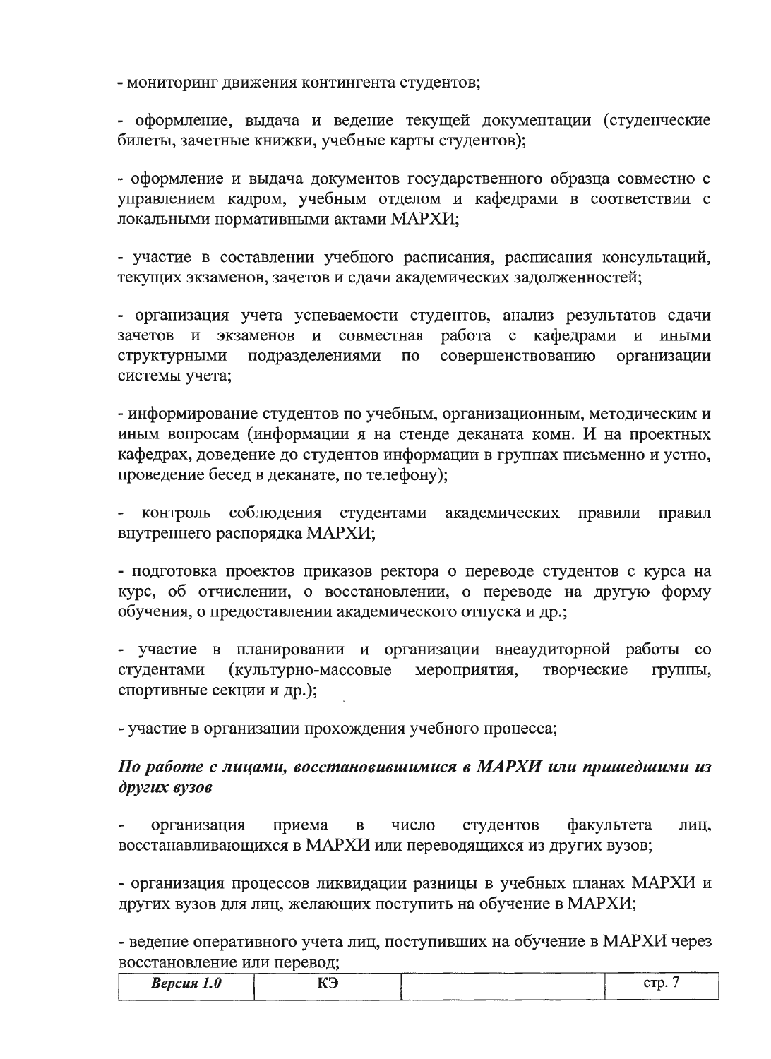- мониторинг движения контингента студентов;

- оформление, выдача и ведение текущей документации (студенческие билеты, зачетные книжки, учебные карты студентов);

- оформление и выдача документов государственного образца совместно с управлением кадром, учебным отделом и кафедрами в соответствии с локальными нормативными актами МАРХИ;

- участие в составлении учебного расписания, расписания консультаций, текущих экзаменов, зачетов и сдачи академических задолженностей;

- организация учета успеваемости студентов, анализ результатов сдачи зачетов и экзаменов и совместная работа с кафедрами и иными структурными подразделениями по совершенствованию организации системы учета;

- информирование студентов по учебным, организационным, методическим и иным вопросам (информации я на стенде деканата комн. И на проектных кафедрах, доведение до студентов информации в группах письменно и устно, проведение бесед в деканате, по телефону);

- контроль соблюдения студентами академических правили правил внутреннего распорядка МАРХИ;

- подготовка проектов приказов ректора о переводе студентов с курса на курс, об отчислении, о восстановлении, о переводе на другую форму обучения, о предоставлении академического отпуска и др.;

- участие в планировании и организации внеаудиторной работы со студентами (культурно-массовые мероприятия, творческие группы, спортивные секции и др.);

- участие в организации прохождения учебного процесса;

***По работе с лицами, восстановившимися в МАРХИ или пришедшими из других вузов***

- организация приема в число студентов факультета лиц, восстанавливающихся в МАРХИ или переводящихся из других вузов;

- организация процессов ликвидации разницы в учебных планах МАРХИ и других вузов для лиц, желающих поступить на обучение в МАРХИ;

- ведение оперативного учета лиц, поступивших на обучение в МАРХИ через восстановление или перевод;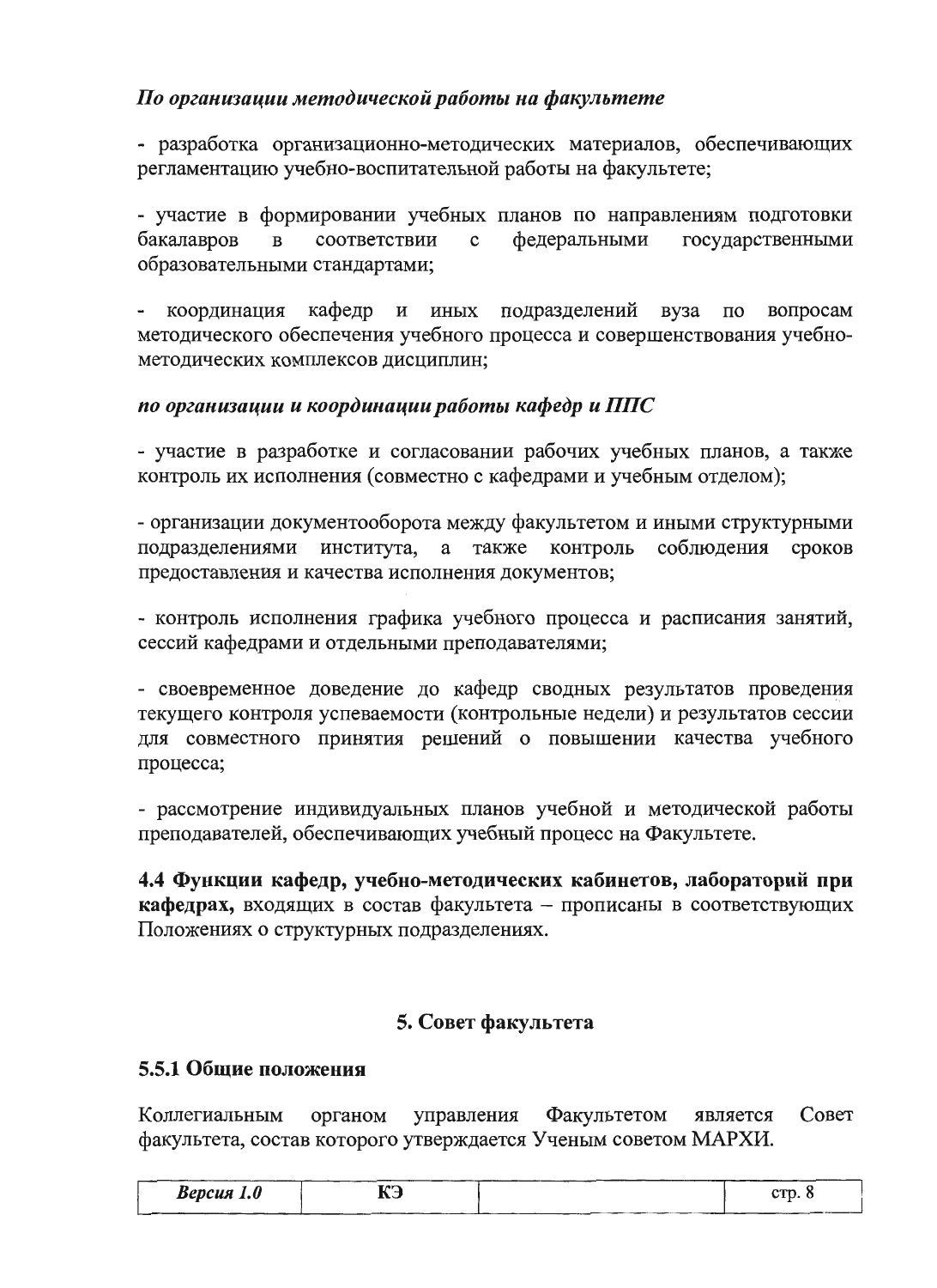***По организации методической работы на факультете***

- разработка организационно-методических материалов, обеспечивающих регламентацию учебно-воспитательной работы на факультете;

- участие в формировании учебных планов по направлениям подготовки бакалавров в соответствии с федеральными государственными образовательными стандартами;

- координация кафедр и иных подразделений вуза по вопросам методического обеспечения учебного процесса и совершенствования учебно-методических комплексов дисциплин;

***по организации и координации работы кафедр и ППС***

- участие в разработке и согласовании рабочих учебных планов, а также контроль их исполнения (совместно с кафедрами и учебным отделом);

- организации документооборота между факультетом и иными структурными подразделениями института, а также контроль соблюдения сроков предоставления и качества исполнения документов;

- контроль исполнения графика учебного процесса и расписания занятий, сессий кафедрами и отдельными преподавателями;

- своевременное доведение до кафедр сводных результатов проведения текущего контроля успеваемости (контрольные недели) и результатов сессии для совместного принятия решений о повышении качества учебного процесса;

- рассмотрение индивидуальных планов учебной и методической работы преподавателей, обеспечивающих учебный процесс на Факультете.

**4.4 Функции кафедр, учебно-методических кабинетов, лабораторий при кафедрах,** входящих в состав факультета – прописаны в соответствующих Положениях о структурных подразделениях.

## 5. Совет факультета

### 5.5.1 Общие положения

Коллегиальным органом управления Факультетом является Совет факультета, состав которого утверждается Ученым советом МАРХИ.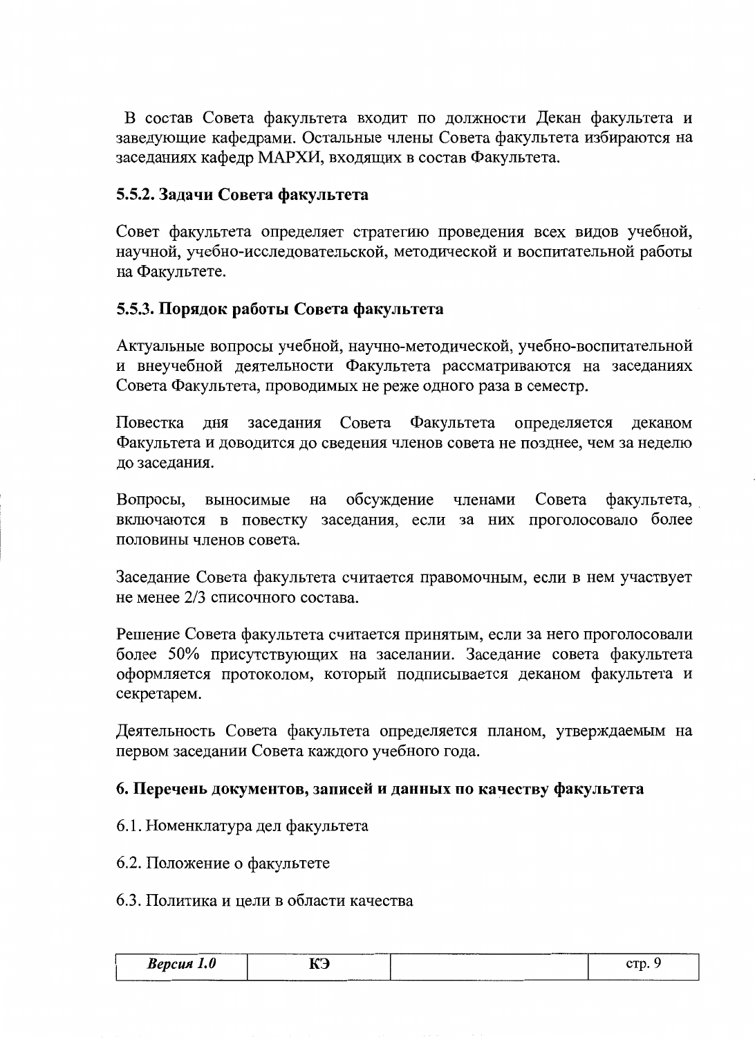В состав Совета факультета входит по должности Декан факультета и заведующие кафедрами. Остальные члены Совета факультета избираются на заседаниях кафедр МАРХИ, входящих в состав Факультета.

### 5.5.2. Задачи Совета факультета

Совет факультета определяет стратегию проведения всех видов учебной, научной, учебно-исследовательской, методической и воспитательной работы на Факультете.

### 5.5.3. Порядок работы Совета факультета

Актуальные вопросы учебной, научно-методической, учебно-воспитательной и внеучебной деятельности Факультета рассматриваются на заседаниях Совета Факультета, проводимых не реже одного раза в семестр.

Повестка дня заседания Совета Факультета определяется деканом Факультета и доводится до сведения членов совета не позднее, чем за неделю до заседания.

Вопросы, выносимые на обсуждение членами Совета факультета, включаются в повестку заседания, если за них проголосовало более половины членов совета.

Заседание Совета факультета считается правомочным, если в нем участвует не менее 2/3 списочного состава.

Решение Совета факультета считается принятым, если за него проголосовали более 50% присутствующих на заселании. Заседание совета факультета оформляется протоколом, который подписывается деканом факультета и секретарем.

Деятельность Совета факультета определяется планом, утверждаемым на первом заседании Совета каждого учебного года.

## 6. Перечень документов, записей и данных по качеству факультета

6.1. Номенклатура дел факультета

6.2. Положение о факультете

6.3. Политика и цели в области качества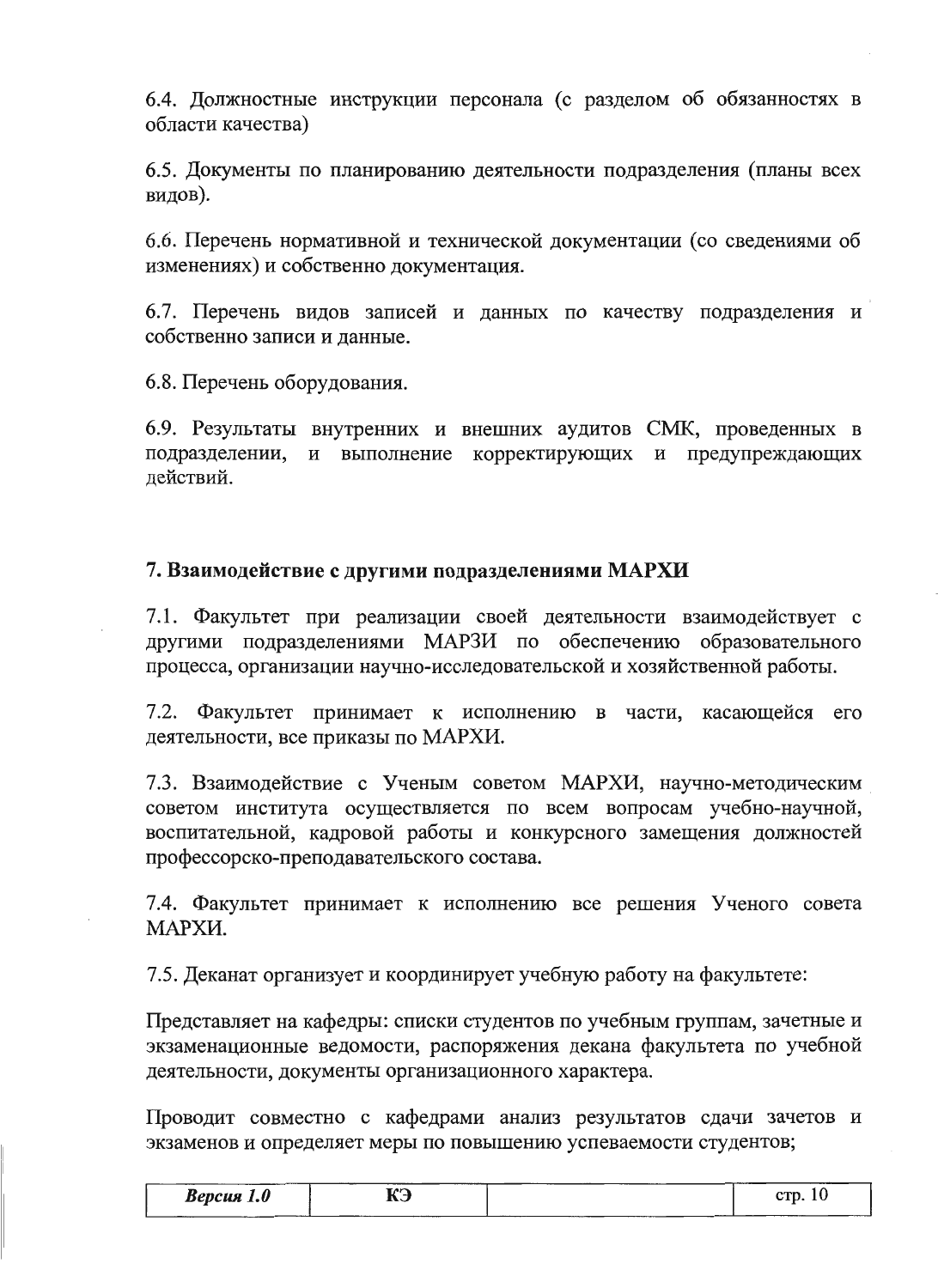6.4. Должностные инструкции персонала (с разделом об обязанностях в области качества)

6.5. Документы по планированию деятельности подразделения (планы всех видов).

6.6. Перечень нормативной и технической документации (со сведениями об изменениях) и собственно документация.

6.7. Перечень видов записей и данных по качеству подразделения и собственно записи и данные.

6.8. Перечень оборудования.

6.9. Результаты внутренних и внешних аудитов СМК, проведенных в подразделении, и выполнение корректирующих и предупреждающих действий.

## 7. Взаимодействие с другими подразделениями МАРХИ

7.1. Факультет при реализации своей деятельности взаимодействует с другими подразделениями МАРЗИ по обеспечению образовательного процесса, организации научно-исследовательской и хозяйственной работы.

7.2. Факультет принимает к исполнению в части, касающейся его деятельности, все приказы по МАРХИ.

7.3. Взаимодействие с Ученым советом МАРХИ, научно-методическим советом института осуществляется по всем вопросам учебно-научной, воспитательной, кадровой работы и конкурсного замещения должностей профессорско-преподавательского состава.

7.4. Факультет принимает к исполнению все решения Ученого совета МАРХИ.

7.5. Деканат организует и координирует учебную работу на факультете:

Представляет на кафедры: списки студентов по учебным группам, зачетные и экзаменационные ведомости, распоряжения декана факультета по учебной деятельности, документы организационного характера.

Проводит совместно с кафедрами анализ результатов сдачи зачетов и экзаменов и определяет меры по повышению успеваемости студентов;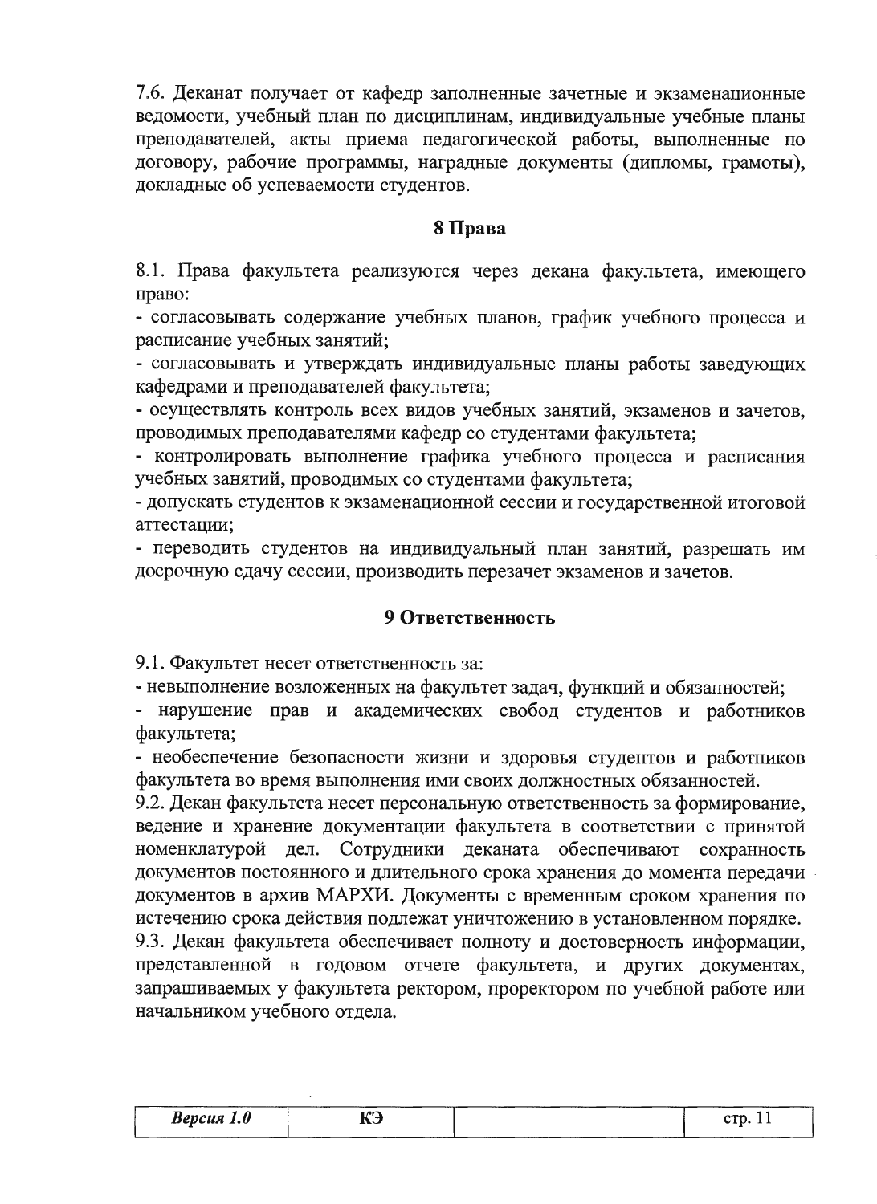7.6. Деканат получает от кафедр заполненные зачетные и экзаменационные ведомости, учебный план по дисциплинам, индивидуальные учебные планы преподавателей, акты приема педагогической работы, выполненные по договору, рабочие программы, наградные документы (дипломы, грамоты), докладные об успеваемости студентов.

## 8 Права

8.1. Права факультета реализуются через декана факультета, имеющего право:

- согласовывать содержание учебных планов, график учебного процесса и расписание учебных занятий;
- согласовывать и утверждать индивидуальные планы работы заведующих кафедрами и преподавателей факультета;
- осуществлять контроль всех видов учебных занятий, экзаменов и зачетов, проводимых преподавателями кафедр со студентами факультета;
- контролировать выполнение графика учебного процесса и расписания учебных занятий, проводимых со студентами факультета;
- допускать студентов к экзаменационной сессии и государственной итоговой аттестации;
- переводить студентов на индивидуальный план занятий, разрешать им досрочную сдачу сессии, производить перезачет экзаменов и зачетов.

## 9 Ответственность

9.1. Факультет несет ответственность за:

- невыполнение возложенных на факультет задач, функций и обязанностей;
- нарушение прав и академических свобод студентов и работников факультета;
- необеспечение безопасности жизни и здоровья студентов и работников факультета во время выполнения ими своих должностных обязанностей.

9.2. Декан факультета несет персональную ответственность за формирование, ведение и хранение документации факультета в соответствии с принятой номенклатурой дел. Сотрудники деканата обеспечивают сохранность документов постоянного и длительного срока хранения до момента передачи документов в архив МАРХИ. Документы с временным сроком хранения по истечению срока действия подлежат уничтожению в установленном порядке.

9.3. Декан факультета обеспечивает полноту и достоверность информации, представленной в годовом отчете факультета, и других документах, запрашиваемых у факультета ректором, проректором по учебной работе или начальником учебного отдела.